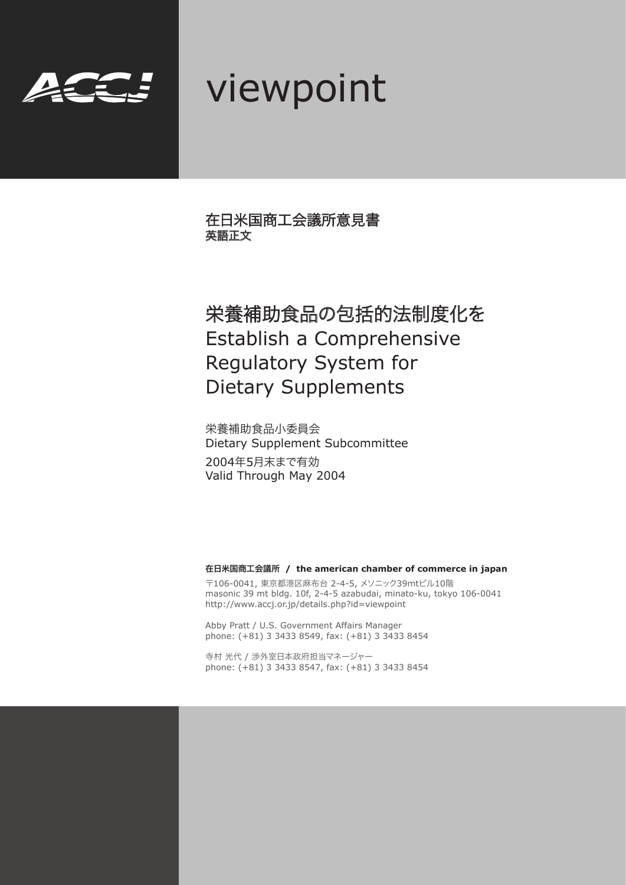ACCJ

# viewpoint

**在日米国商工会議所意見書**
**英語正文**

## 栄養補助食品の包括的法制度化を
## Establish a Comprehensive Regulatory System for Dietary Supplements

栄養補助食品小委員会
Dietary Supplement Subcommittee

2004年5月末まで有効
Valid Through May 2004

**在日米国商工会議所 / the american chamber of commerce in japan**

〒106-0041, 東京都港区麻布台 2-4-5, メソニック39mtビル10階
masonic 39 mt bldg. 10f, 2-4-5 azabudai, minato-ku, tokyo 106-0041
http://www.accj.or.jp/details.php?id=viewpoint

Abby Pratt / U.S. Government Affairs Manager
phone: (+81) 3 3433 8549, fax: (+81) 3 3433 8454

寺村 光代 / 渉外室日本政府担当マネージャー
phone: (+81) 3 3433 8547, fax: (+81) 3 3433 8454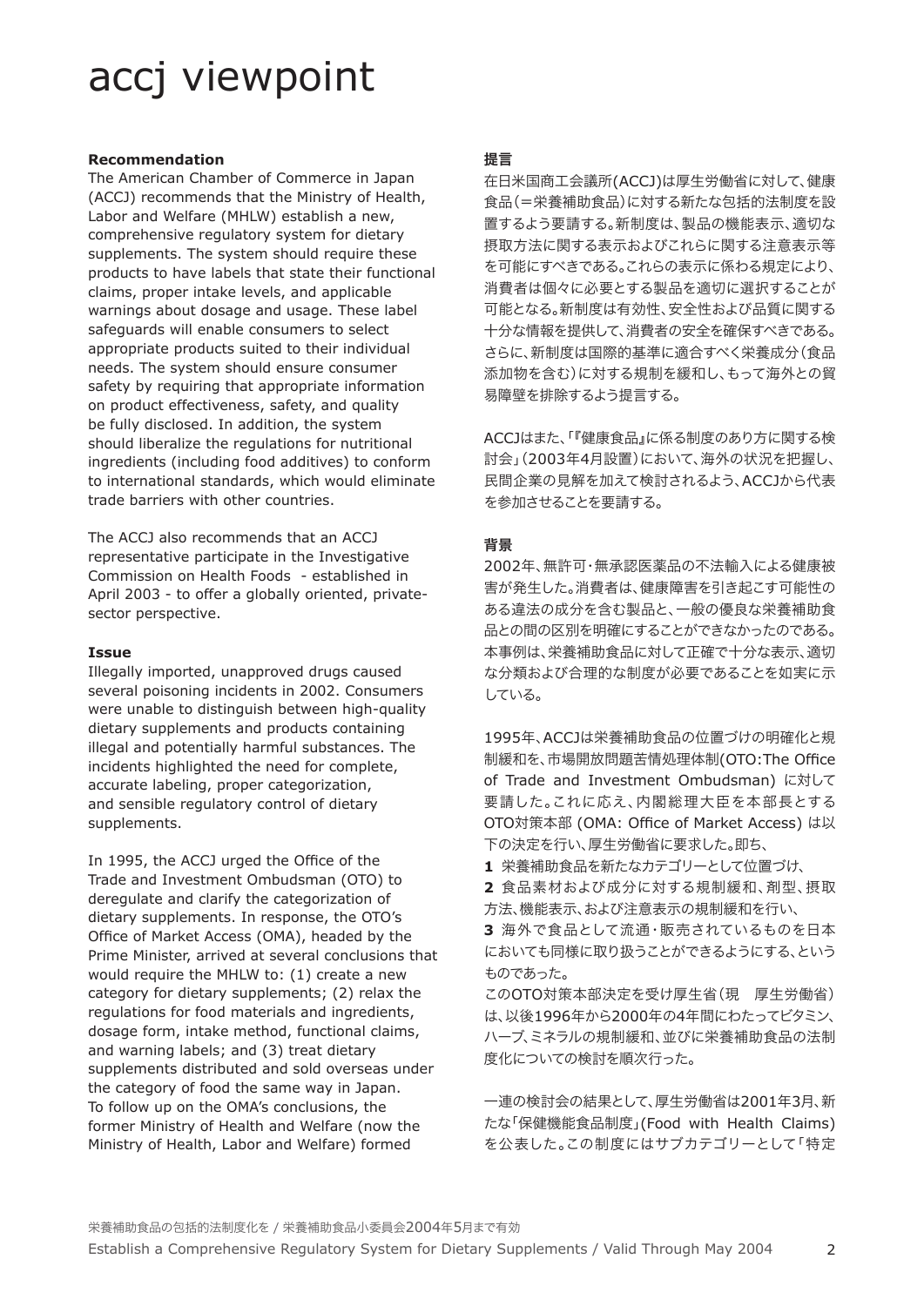# accj viewpoint

**Recommendation**

The American Chamber of Commerce in Japan (ACCJ) recommends that the Ministry of Health, Labor and Welfare (MHLW) establish a new, comprehensive regulatory system for dietary supplements. The system should require these products to have labels that state their functional claims, proper intake levels, and applicable warnings about dosage and usage. These label safeguards will enable consumers to select appropriate products suited to their individual needs. The system should ensure consumer safety by requiring that appropriate information on product effectiveness, safety, and quality be fully disclosed. In addition, the system should liberalize the regulations for nutritional ingredients (including food additives) to conform to international standards, which would eliminate trade barriers with other countries.

The ACCJ also recommends that an ACCJ representative participate in the Investigative Commission on Health Foods - established in April 2003 - to offer a globally oriented, private-sector perspective.

**Issue**

Illegally imported, unapproved drugs caused several poisoning incidents in 2002. Consumers were unable to distinguish between high-quality dietary supplements and products containing illegal and potentially harmful substances. The incidents highlighted the need for complete, accurate labeling, proper categorization, and sensible regulatory control of dietary supplements.

In 1995, the ACCJ urged the Office of the Trade and Investment Ombudsman (OTO) to deregulate and clarify the categorization of dietary supplements. In response, the OTO's Office of Market Access (OMA), headed by the Prime Minister, arrived at several conclusions that would require the MHLW to: (1) create a new category for dietary supplements; (2) relax the regulations for food materials and ingredients, dosage form, intake method, functional claims, and warning labels; and (3) treat dietary supplements distributed and sold overseas under the category of food the same way in Japan. To follow up on the OMA's conclusions, the former Ministry of Health and Welfare (now the Ministry of Health, Labor and Welfare) formed

**提言**

在日米国商工会議所(ACCJ)は厚生労働省に対して、健康食品(=栄養補助食品)に対する新たな包括的法制度を設置するよう要請する。新制度は、製品の機能表示、適切な摂取方法に関する表示およびこれらに関する注意表示等を可能にすべきである。これらの表示に係わる規定により、消費者は個々に必要とする製品を適切に選択することが可能となる。新制度は有効性、安全性および品質に関する十分な情報を提供して、消費者の安全を確保すべきである。さらに、新制度は国際的基準に適合すべく栄養成分(食品添加物を含む)に対する規制を緩和し、もって海外との貿易障壁を排除するよう提言する。

ACCJはまた、「『健康食品』に係る制度のあり方に関する検討会」(2003年4月設置)において、海外の状況を把握し、民間企業の見解を加えて検討されるよう、ACCJから代表を参加させることを要請する。

**背景**

2002年、無許可・無承認医薬品の不法輸入による健康被害が発生した。消費者は、健康障害を引き起こす可能性のある違法の成分を含む製品と、一般の優良な栄養補助食品との間の区別を明確にすることができなかったのである。本事例は、栄養補助食品に対して正確で十分な表示、適切な分類および合理的な制度が必要であることを如実に示している。

1995年、ACCJは栄養補助食品の位置づけの明確化と規制緩和を、市場開放問題苦情処理体制(OTO:The Office of Trade and Investment Ombudsman) に対して要請した。これに応え、内閣総理大臣を本部長とするOTO対策本部 (OMA: Office of Market Access) は以下の決定を行い、厚生労働省に要求した。即ち、

**1** 栄養補助食品を新たなカテゴリーとして位置づけ、
**2** 食品素材および成分に対する規制緩和、剤型、摂取方法、機能表示、および注意表示の規制緩和を行い、
**3** 海外で食品として流通・販売されているものを日本においても同様に取り扱うことができるようにする、というものであった。

このOTO対策本部決定を受け厚生省(現　厚生労働省)は、以後1996年から2000年の4年間にわたってビタミン、ハーブ、ミネラルの規制緩和、並びに栄養補助食品の法制度化についての検討を順次行った。

一連の検討会の結果として、厚生労働省は2001年3月、新たな「保健機能食品制度」(Food with Health Claims)を公表した。この制度にはサブカテゴリーとして「特定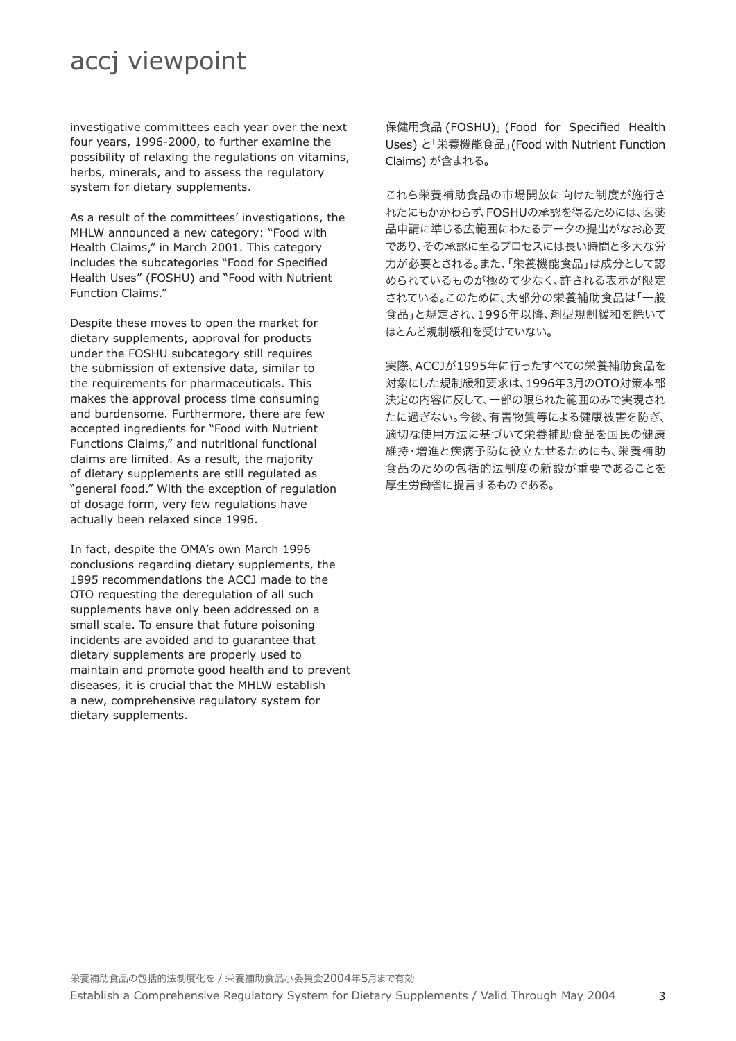investigative committees each year over the next four years, 1996-2000, to further examine the possibility of relaxing the regulations on vitamins, herbs, minerals, and to assess the regulatory system for dietary supplements.

As a result of the committees' investigations, the MHLW announced a new category: "Food with Health Claims," in March 2001. This category includes the subcategories "Food for Specified Health Uses" (FOSHU) and "Food with Nutrient Function Claims."

Despite these moves to open the market for dietary supplements, approval for products under the FOSHU subcategory still requires the submission of extensive data, similar to the requirements for pharmaceuticals. This makes the approval process time consuming and burdensome. Furthermore, there are few accepted ingredients for "Food with Nutrient Functions Claims," and nutritional functional claims are limited. As a result, the majority of dietary supplements are still regulated as "general food." With the exception of regulation of dosage form, very few regulations have actually been relaxed since 1996.

In fact, despite the OMA's own March 1996 conclusions regarding dietary supplements, the 1995 recommendations the ACCJ made to the OTO requesting the deregulation of all such supplements have only been addressed on a small scale. To ensure that future poisoning incidents are avoided and to guarantee that dietary supplements are properly used to maintain and promote good health and to prevent diseases, it is crucial that the MHLW establish a new, comprehensive regulatory system for dietary supplements.

保健用食品 (FOSHU)」(Food for Specified Health Uses) と「栄養機能食品」(Food with Nutrient Function Claims) が含まれる。

これら栄養補助食品の市場開放に向けた制度が施行されたにもかかわらず、FOSHUの承認を得るためには、医薬品申請に準じる広範囲にわたるデータの提出がなお必要であり、その承認に至るプロセスには長い時間と多大な労力が必要とされる。また、「栄養機能食品」は成分として認められているものが極めて少なく、許される表示が限定されている。このために、大部分の栄養補助食品は「一般食品」と規定され、1996年以降、剤型規制緩和を除いてほとんど規制緩和を受けていない。

実際、ACCJが1995年に行ったすべての栄養補助食品を対象にした規制緩和要求は、1996年3月のOTO対策本部決定の内容に反して、一部の限られた範囲のみで実現されたに過ぎない。今後、有害物質等による健康被害を防ぎ、適切な使用方法に基づいて栄養補助食品を国民の健康維持・増進と疾病予防に役立たせるためにも、栄養補助食品のための包括的法制度の新設が重要であることを厚生労働省に提言するものである。